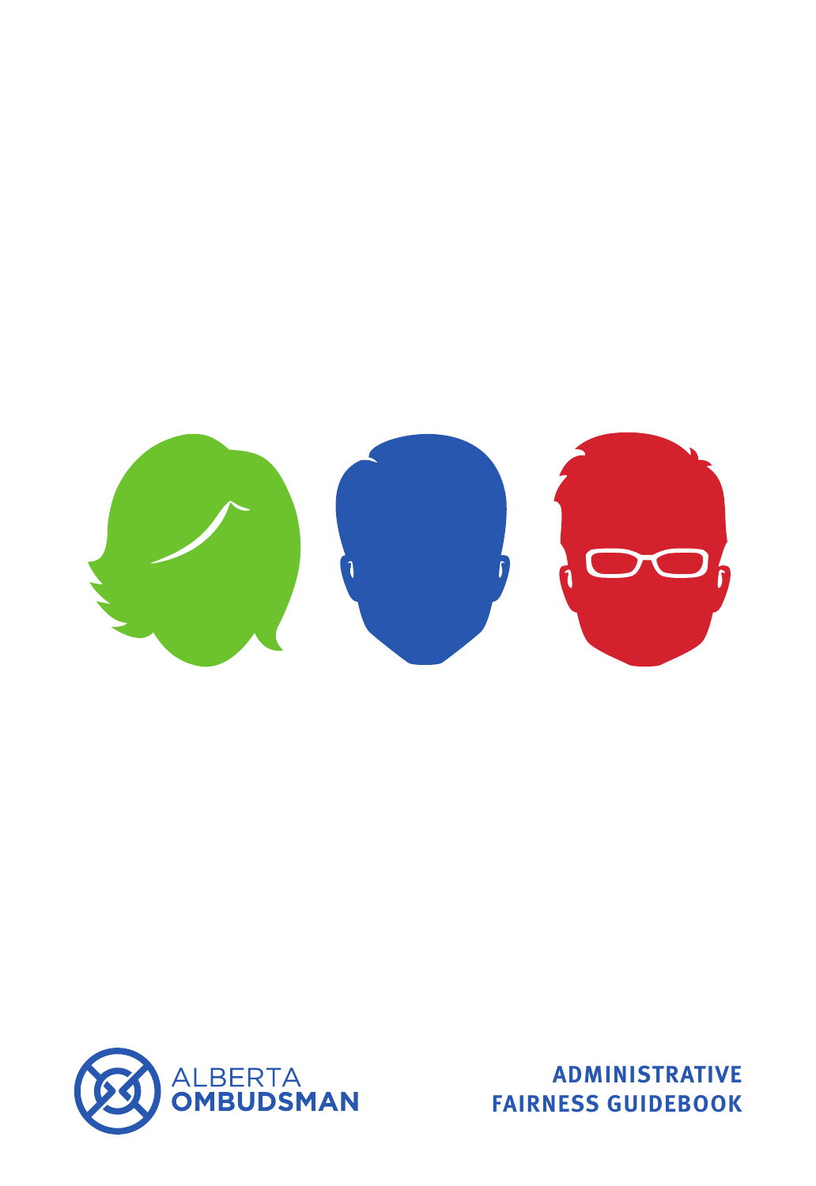ALBERTA
OMBUDSMAN

# ADMINISTRATIVE FAIRNESS GUIDEBOOK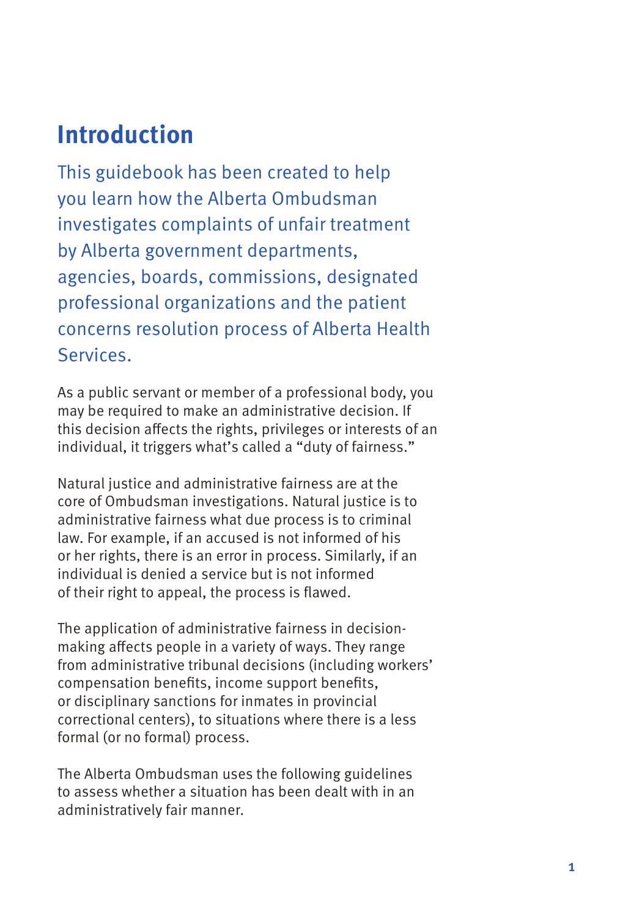# Introduction

This guidebook has been created to help you learn how the Alberta Ombudsman investigates complaints of unfair treatment by Alberta government departments, agencies, boards, commissions, designated professional organizations and the patient concerns resolution process of Alberta Health Services.

As a public servant or member of a professional body, you may be required to make an administrative decision. If this decision affects the rights, privileges or interests of an individual, it triggers what's called a "duty of fairness."

Natural justice and administrative fairness are at the core of Ombudsman investigations. Natural justice is to administrative fairness what due process is to criminal law. For example, if an accused is not informed of his or her rights, there is an error in process. Similarly, if an individual is denied a service but is not informed of their right to appeal, the process is flawed.

The application of administrative fairness in decision-making affects people in a variety of ways. They range from administrative tribunal decisions (including workers' compensation benefits, income support benefits, or disciplinary sanctions for inmates in provincial correctional centers), to situations where there is a less formal (or no formal) process.

The Alberta Ombudsman uses the following guidelines to assess whether a situation has been dealt with in an administratively fair manner.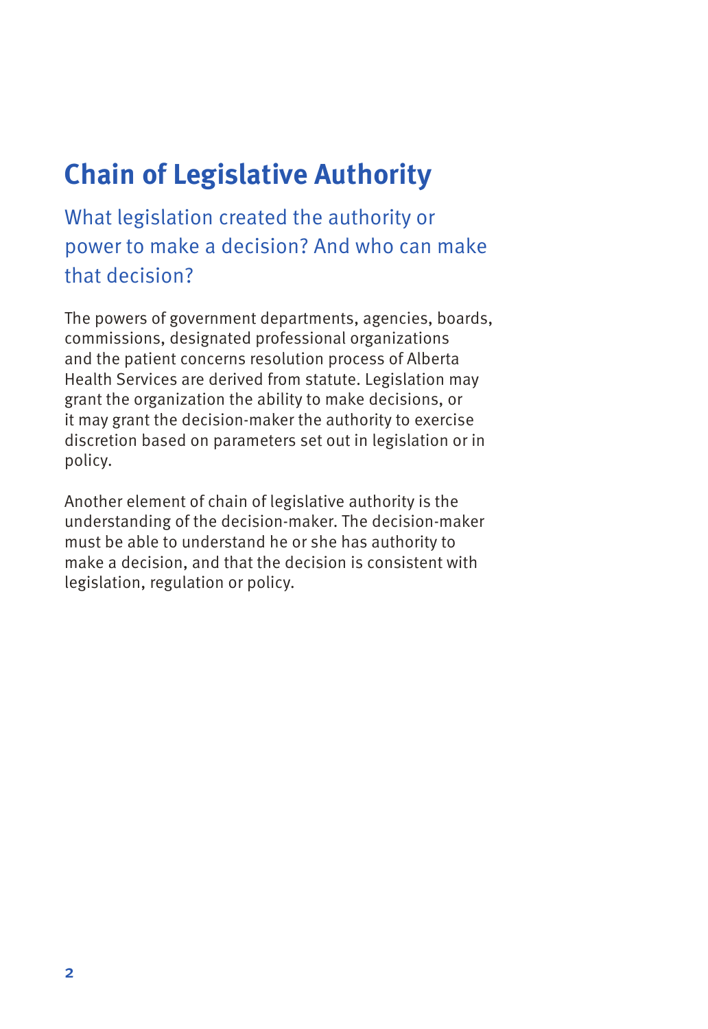# Chain of Legislative Authority

## What legislation created the authority or power to make a decision? And who can make that decision?

The powers of government departments, agencies, boards, commissions, designated professional organizations and the patient concerns resolution process of Alberta Health Services are derived from statute. Legislation may grant the organization the ability to make decisions, or it may grant the decision-maker the authority to exercise discretion based on parameters set out in legislation or in policy.

Another element of chain of legislative authority is the understanding of the decision-maker. The decision-maker must be able to understand he or she has authority to make a decision, and that the decision is consistent with legislation, regulation or policy.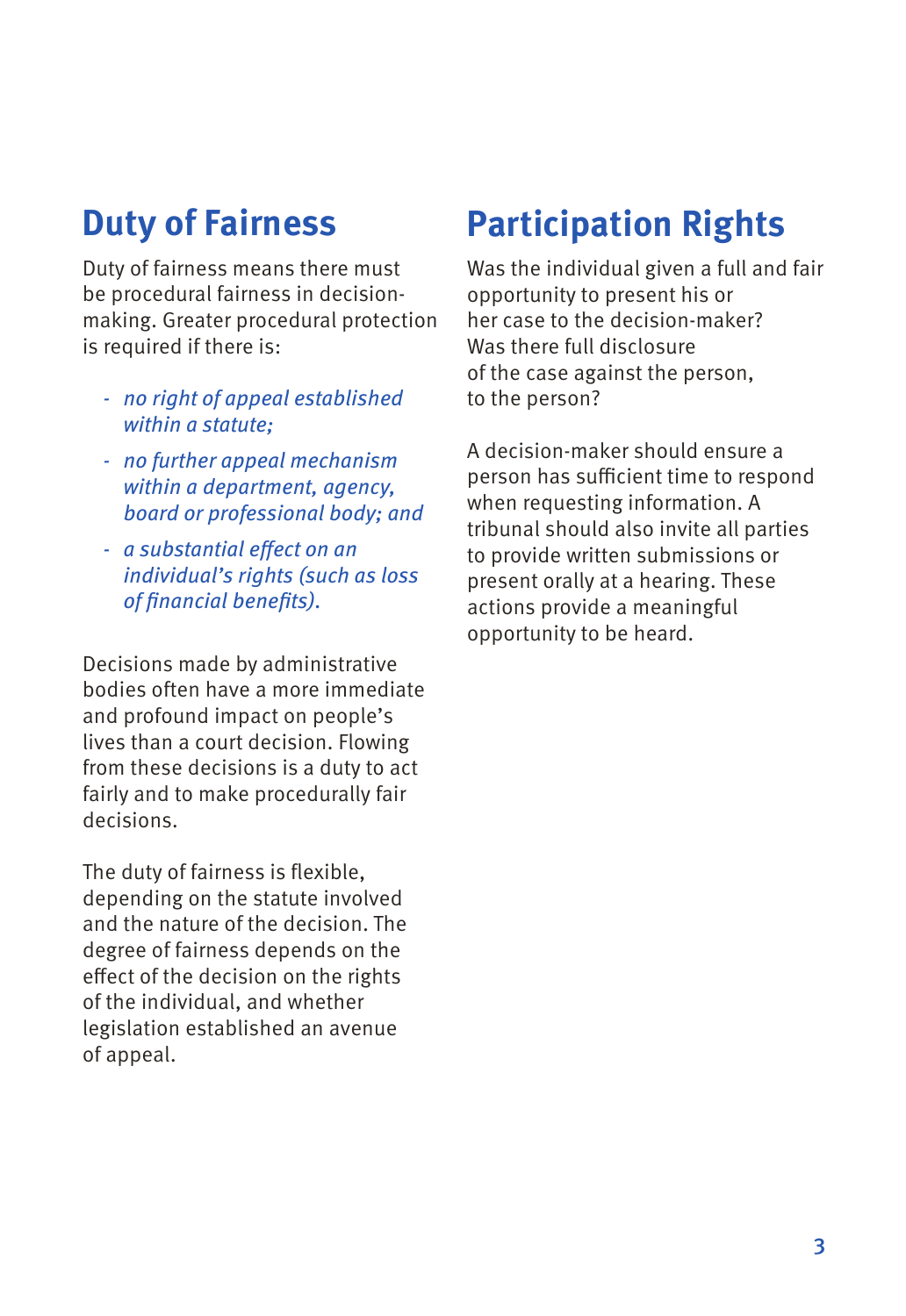## Duty of Fairness

Duty of fairness means there must be procedural fairness in decision-making. Greater procedural protection is required if there is:

- *no right of appeal established within a statute;*
- *no further appeal mechanism within a department, agency, board or professional body; and*
- *a substantial effect on an individual's rights (such as loss of financial benefits).*

Decisions made by administrative bodies often have a more immediate and profound impact on people's lives than a court decision. Flowing from these decisions is a duty to act fairly and to make procedurally fair decisions.

The duty of fairness is flexible, depending on the statute involved and the nature of the decision. The degree of fairness depends on the effect of the decision on the rights of the individual, and whether legislation established an avenue of appeal.

## Participation Rights

Was the individual given a full and fair opportunity to present his or her case to the decision-maker? Was there full disclosure of the case against the person, to the person?

A decision-maker should ensure a person has sufficient time to respond when requesting information. A tribunal should also invite all parties to provide written submissions or present orally at a hearing. These actions provide a meaningful opportunity to be heard.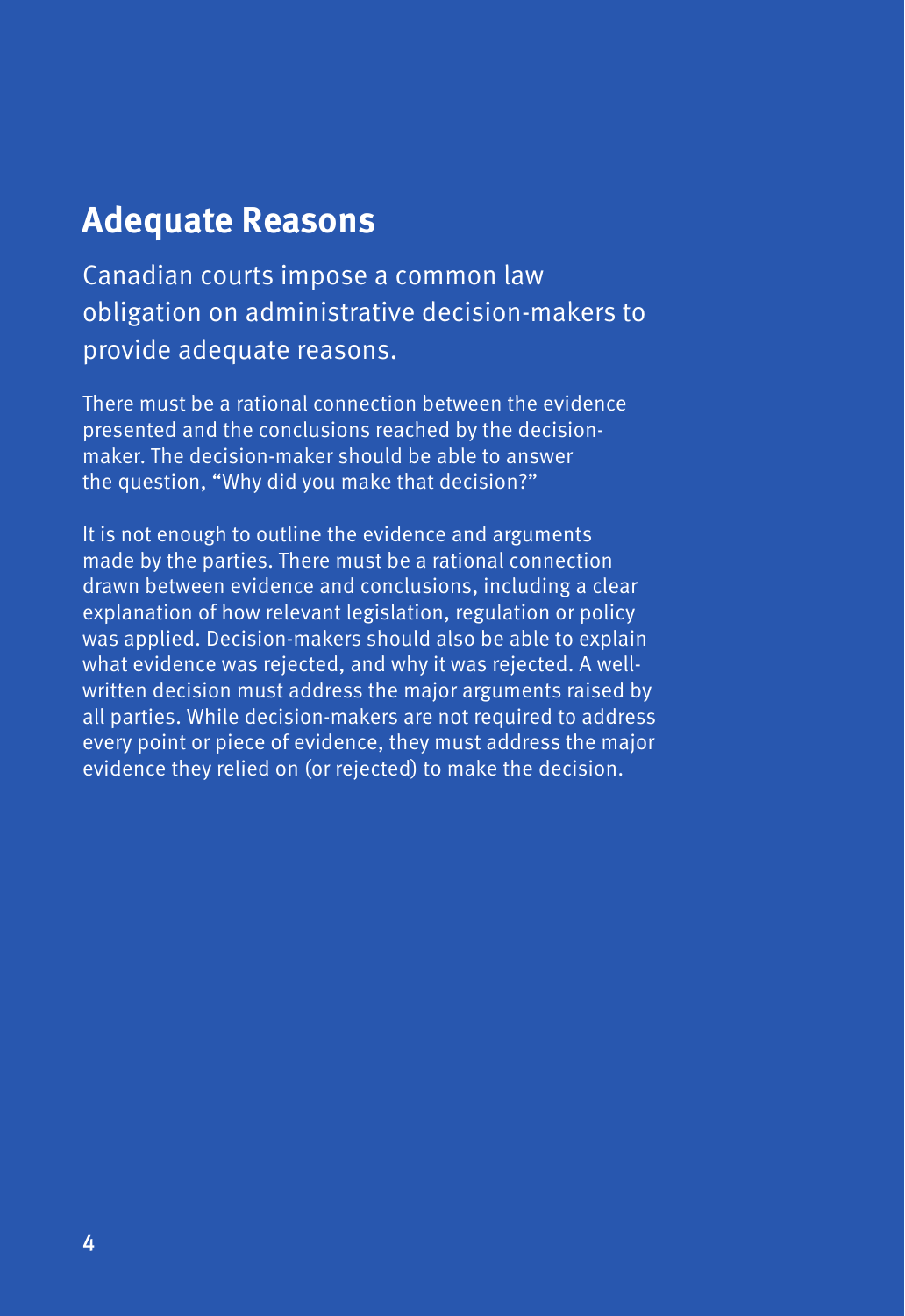## Adequate Reasons

Canadian courts impose a common law obligation on administrative decision-makers to provide adequate reasons.

There must be a rational connection between the evidence presented and the conclusions reached by the decision-maker. The decision-maker should be able to answer the question, "Why did you make that decision?"

It is not enough to outline the evidence and arguments made by the parties. There must be a rational connection drawn between evidence and conclusions, including a clear explanation of how relevant legislation, regulation or policy was applied. Decision-makers should also be able to explain what evidence was rejected, and why it was rejected. A well-written decision must address the major arguments raised by all parties. While decision-makers are not required to address every point or piece of evidence, they must address the major evidence they relied on (or rejected) to make the decision.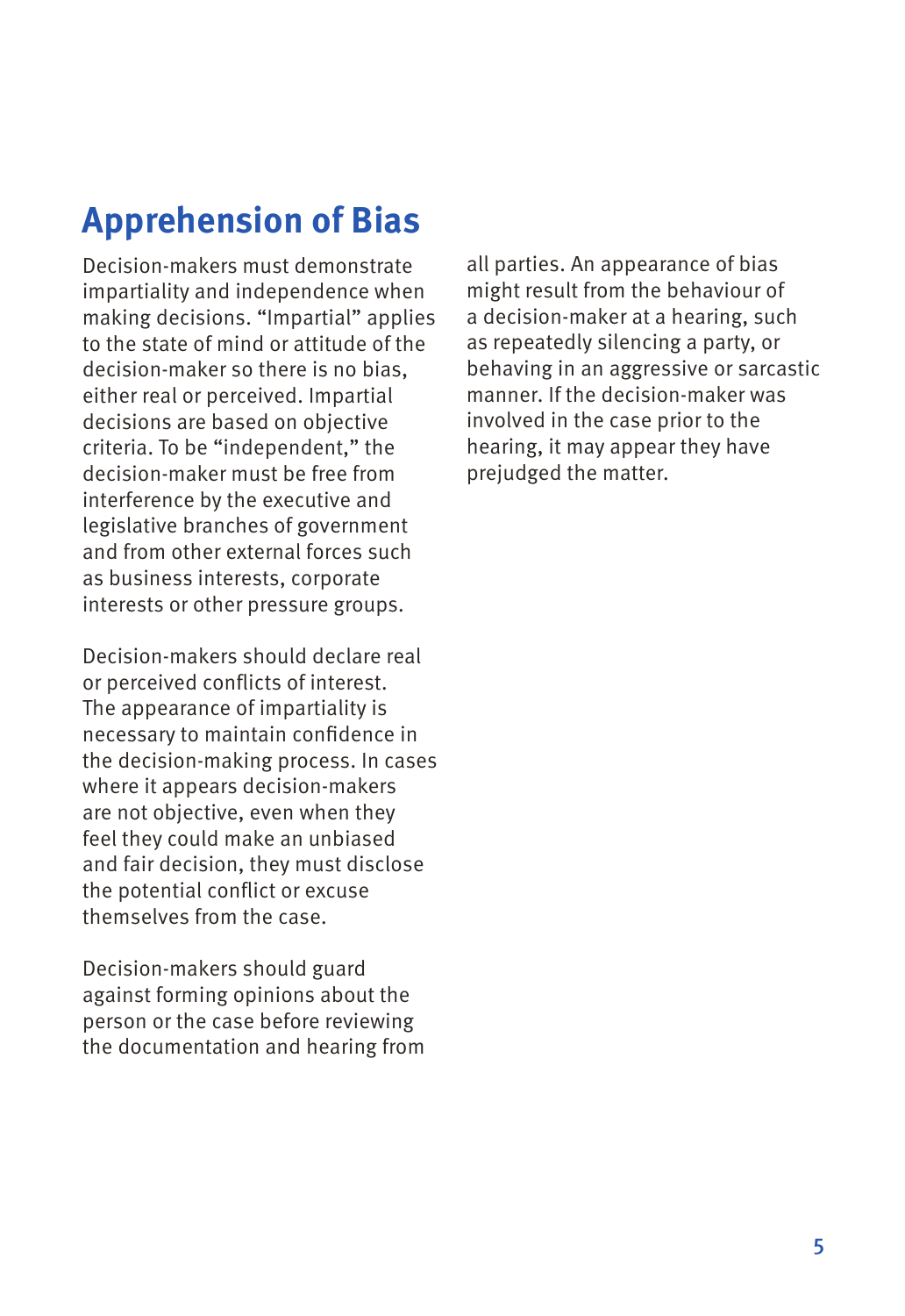## Apprehension of Bias

Decision-makers must demonstrate impartiality and independence when making decisions. "Impartial" applies to the state of mind or attitude of the decision-maker so there is no bias, either real or perceived. Impartial decisions are based on objective criteria. To be "independent," the decision-maker must be free from interference by the executive and legislative branches of government and from other external forces such as business interests, corporate interests or other pressure groups.

Decision-makers should declare real or perceived conflicts of interest. The appearance of impartiality is necessary to maintain confidence in the decision-making process. In cases where it appears decision-makers are not objective, even when they feel they could make an unbiased and fair decision, they must disclose the potential conflict or excuse themselves from the case.

Decision-makers should guard against forming opinions about the person or the case before reviewing the documentation and hearing from all parties. An appearance of bias might result from the behaviour of a decision-maker at a hearing, such as repeatedly silencing a party, or behaving in an aggressive or sarcastic manner. If the decision-maker was involved in the case prior to the hearing, it may appear they have prejudged the matter.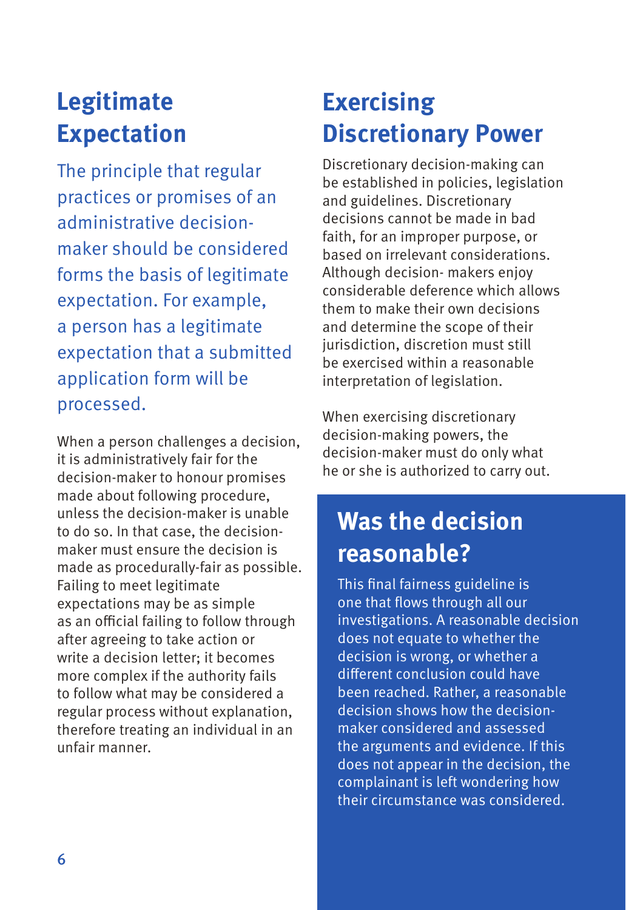## Legitimate Expectation

The principle that regular practices or promises of an administrative decision-maker should be considered forms the basis of legitimate expectation. For example, a person has a legitimate expectation that a submitted application form will be processed.

When a person challenges a decision, it is administratively fair for the decision-maker to honour promises made about following procedure, unless the decision-maker is unable to do so. In that case, the decision-maker must ensure the decision is made as procedurally-fair as possible. Failing to meet legitimate expectations may be as simple as an official failing to follow through after agreeing to take action or write a decision letter; it becomes more complex if the authority fails to follow what may be considered a regular process without explanation, therefore treating an individual in an unfair manner.

## Exercising Discretionary Power

Discretionary decision-making can be established in policies, legislation and guidelines. Discretionary decisions cannot be made in bad faith, for an improper purpose, or based on irrelevant considerations. Although decision- makers enjoy considerable deference which allows them to make their own decisions and determine the scope of their jurisdiction, discretion must still be exercised within a reasonable interpretation of legislation.

When exercising discretionary decision-making powers, the decision-maker must do only what he or she is authorized to carry out.

## Was the decision reasonable?

This final fairness guideline is one that flows through all our investigations. A reasonable decision does not equate to whether the decision is wrong, or whether a different conclusion could have been reached. Rather, a reasonable decision shows how the decision-maker considered and assessed the arguments and evidence. If this does not appear in the decision, the complainant is left wondering how their circumstance was considered.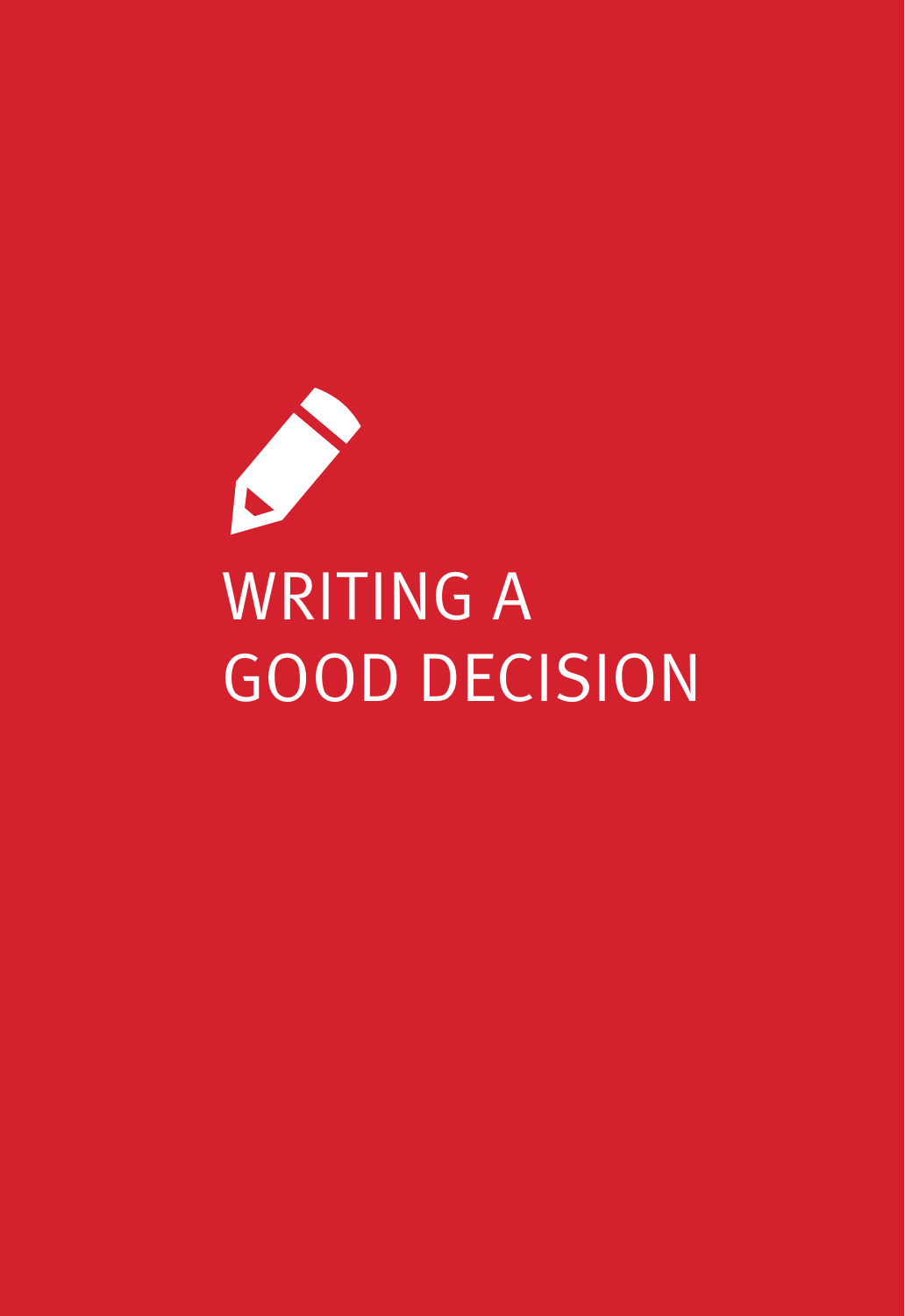# WRITING A GOOD DECISION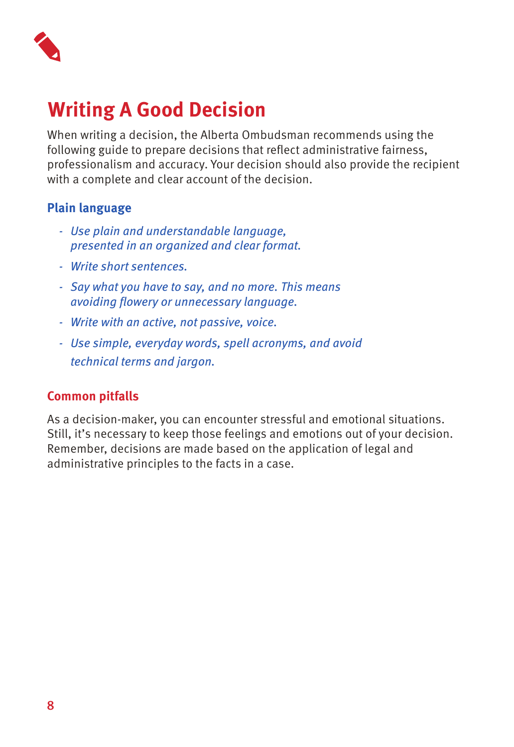# Writing A Good Decision

When writing a decision, the Alberta Ombudsman recommends using the following guide to prepare decisions that reflect administrative fairness, professionalism and accuracy. Your decision should also provide the recipient with a complete and clear account of the decision.

## Plain language

- *Use plain and understandable language, presented in an organized and clear format.*
- *Write short sentences.*
- *Say what you have to say, and no more. This means avoiding flowery or unnecessary language.*
- *Write with an active, not passive, voice.*
- *Use simple, everyday words, spell acronyms, and avoid technical terms and jargon.*

## Common pitfalls

As a decision-maker, you can encounter stressful and emotional situations. Still, it's necessary to keep those feelings and emotions out of your decision. Remember, decisions are made based on the application of legal and administrative principles to the facts in a case.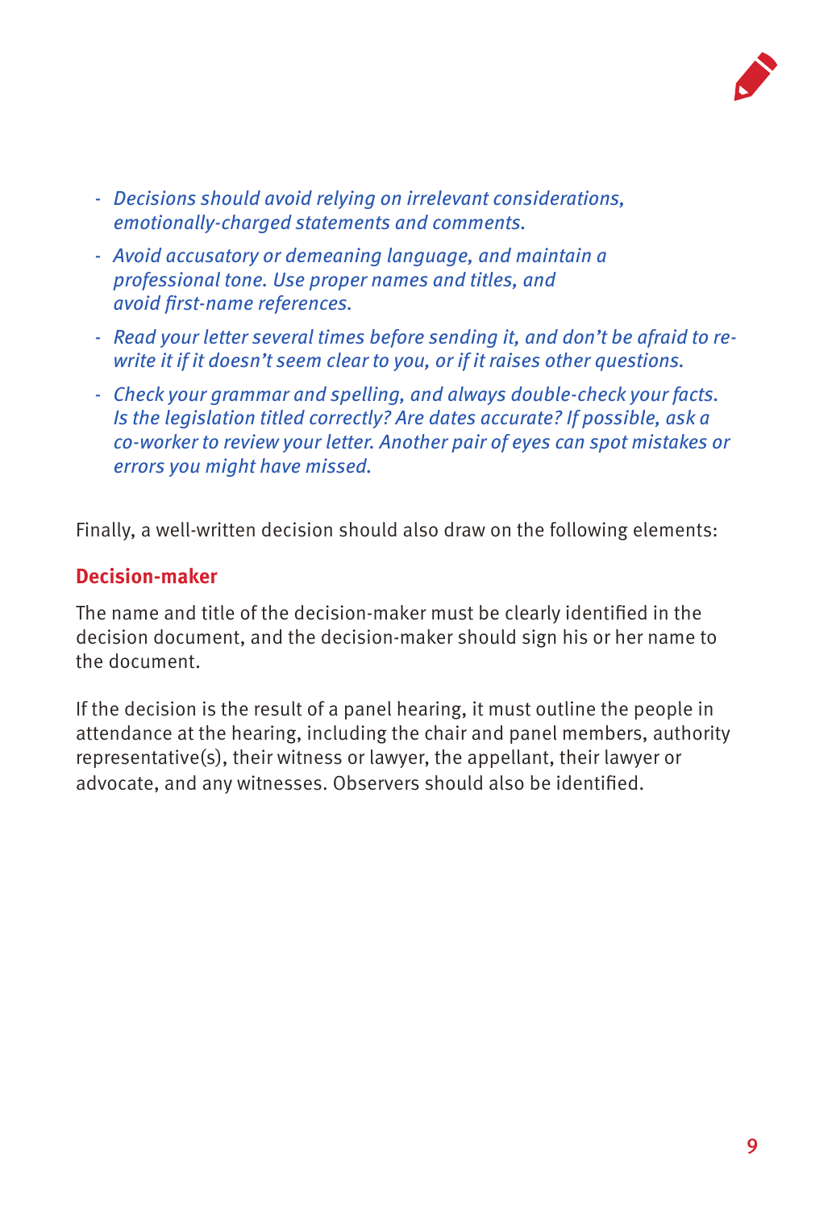- *Decisions should avoid relying on irrelevant considerations, emotionally-charged statements and comments.*
- *Avoid accusatory or demeaning language, and maintain a professional tone. Use proper names and titles, and avoid first-name references.*
- *Read your letter several times before sending it, and don't be afraid to re-write it if it doesn't seem clear to you, or if it raises other questions.*
- *Check your grammar and spelling, and always double-check your facts. Is the legislation titled correctly? Are dates accurate? If possible, ask a co-worker to review your letter. Another pair of eyes can spot mistakes or errors you might have missed.*

Finally, a well-written decision should also draw on the following elements:

### Decision-maker

The name and title of the decision-maker must be clearly identified in the decision document, and the decision-maker should sign his or her name to the document.

If the decision is the result of a panel hearing, it must outline the people in attendance at the hearing, including the chair and panel members, authority representative(s), their witness or lawyer, the appellant, their lawyer or advocate, and any witnesses. Observers should also be identified.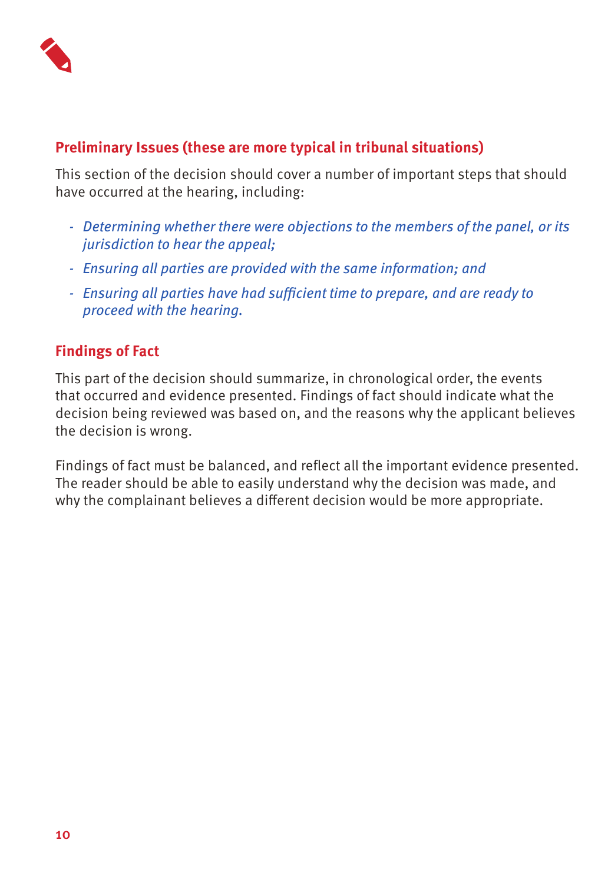## Preliminary Issues (these are more typical in tribunal situations)

This section of the decision should cover a number of important steps that should have occurred at the hearing, including:

- *Determining whether there were objections to the members of the panel, or its jurisdiction to hear the appeal;*
- *Ensuring all parties are provided with the same information; and*
- *Ensuring all parties have had sufficient time to prepare, and are ready to proceed with the hearing.*

## Findings of Fact

This part of the decision should summarize, in chronological order, the events that occurred and evidence presented. Findings of fact should indicate what the decision being reviewed was based on, and the reasons why the applicant believes the decision is wrong.

Findings of fact must be balanced, and reflect all the important evidence presented. The reader should be able to easily understand why the decision was made, and why the complainant believes a different decision would be more appropriate.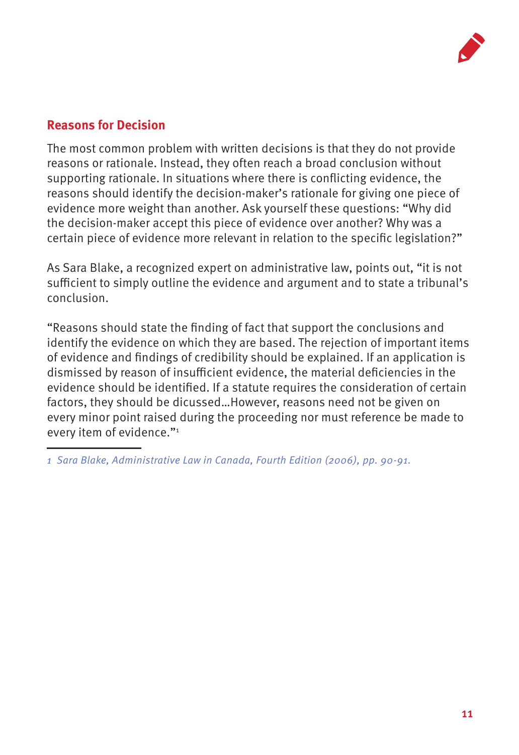## Reasons for Decision

The most common problem with written decisions is that they do not provide reasons or rationale. Instead, they often reach a broad conclusion without supporting rationale. In situations where there is conflicting evidence, the reasons should identify the decision-maker's rationale for giving one piece of evidence more weight than another. Ask yourself these questions: "Why did the decision-maker accept this piece of evidence over another? Why was a certain piece of evidence more relevant in relation to the specific legislation?"

As Sara Blake, a recognized expert on administrative law, points out, "it is not sufficient to simply outline the evidence and argument and to state a tribunal's conclusion.

"Reasons should state the finding of fact that support the conclusions and identify the evidence on which they are based. The rejection of important items of evidence and findings of credibility should be explained. If an application is dismissed by reason of insufficient evidence, the material deficiencies in the evidence should be identified. If a statute requires the consideration of certain factors, they should be dicussed…However, reasons need not be given on every minor point raised during the proceeding nor must reference be made to every item of evidence."[1]

---

*1 Sara Blake, Administrative Law in Canada, Fourth Edition (2006), pp. 90-91.*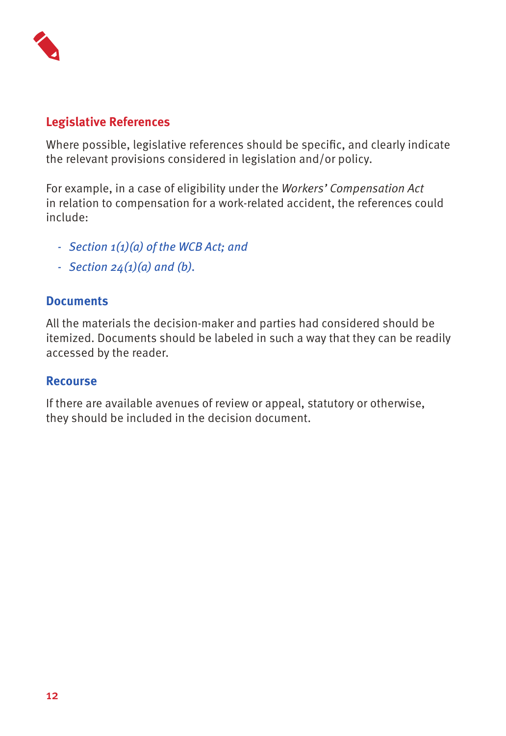## Legislative References

Where possible, legislative references should be specific, and clearly indicate the relevant provisions considered in legislation and/or policy.

For example, in a case of eligibility under the *Workers' Compensation Act* in relation to compensation for a work-related accident, the references could include:

- *Section 1(1)(a) of the WCB Act; and*
- *Section 24(1)(a) and (b).*

## Documents

All the materials the decision-maker and parties had considered should be itemized. Documents should be labeled in such a way that they can be readily accessed by the reader.

## Recourse

If there are available avenues of review or appeal, statutory or otherwise, they should be included in the decision document.